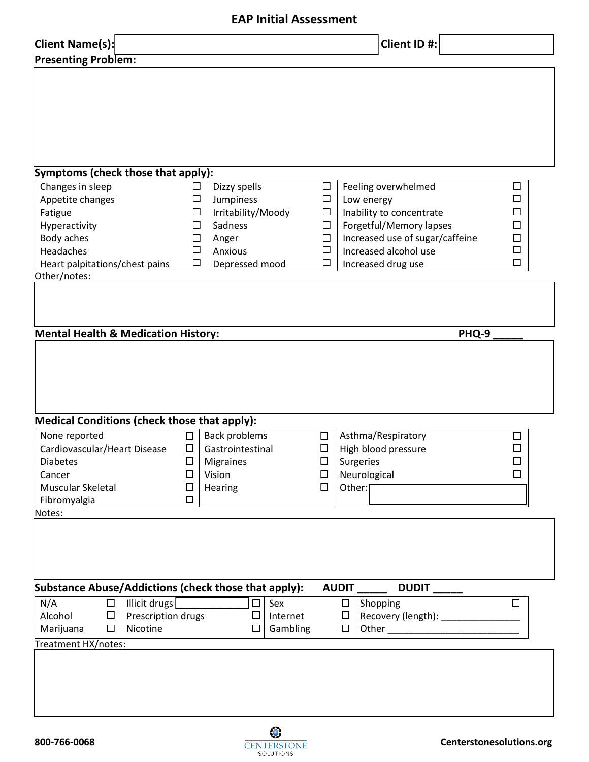# EAP Initial Assessment

**Client Name(s):** | **Client ID #:**

**Presenting Problem:**

**Symptoms (check those that apply):**

| | | | | | |
|---|---|---|---|---|---|
| Changes in sleep | ☐ | Dizzy spells | ☐ | Feeling overwhelmed | ☐ |
| Appetite changes | ☐ | Jumpiness | ☐ | Low energy | ☐ |
| Fatigue | ☐ | Irritability/Moody | ☐ | Inability to concentrate | ☐ |
| Hyperactivity | ☐ | Sadness | ☐ | Forgetful/Memory lapses | ☐ |
| Body aches | ☐ | Anger | ☐ | Increased use of sugar/caffeine | ☐ |
| Headaches | ☐ | Anxious | ☐ | Increased alcohol use | ☐ |
| Heart palpitations/chest pains | ☐ | Depressed mood | ☐ | Increased drug use | ☐ |

Other/notes:

**Mental Health & Medication History:** **PHQ-9 _____**

**Medical Conditions (check those that apply):**

| | | | | | |
|---|---|---|---|---|---|
| None reported | ☐ | Back problems | ☐ | Asthma/Respiratory | ☐ |
| Cardiovascular/Heart Disease | ☐ | Gastrointestinal | ☐ | High blood pressure | ☐ |
| Diabetes | ☐ | Migraines | ☐ | Surgeries | ☐ |
| Cancer | ☐ | Vision | ☐ | Neurological | ☐ |
| Muscular Skeletal | ☐ | Hearing | ☐ | Other: | |
| Fibromyalgia | ☐ | | | | |

Notes:

**Substance Abuse/Addictions (check those that apply):** **AUDIT _____** **DUDIT _____**

| | | | | | | |
|---|---|---|---|---|---|---|
| N/A | ☐ | Illicit drugs | ☐ | Sex | ☐ | Shopping ☐ |
| Alcohol | ☐ | Prescription drugs | ☐ | Internet | ☐ | Recovery (length): _______________ |
| Marijuana | ☐ | Nicotine | ☐ | Gambling | ☐ | Other _________________________ |

Treatment HX/notes:

800-766-0068 | CENTERSTONE SOLUTIONS | Centerstonesolutions.org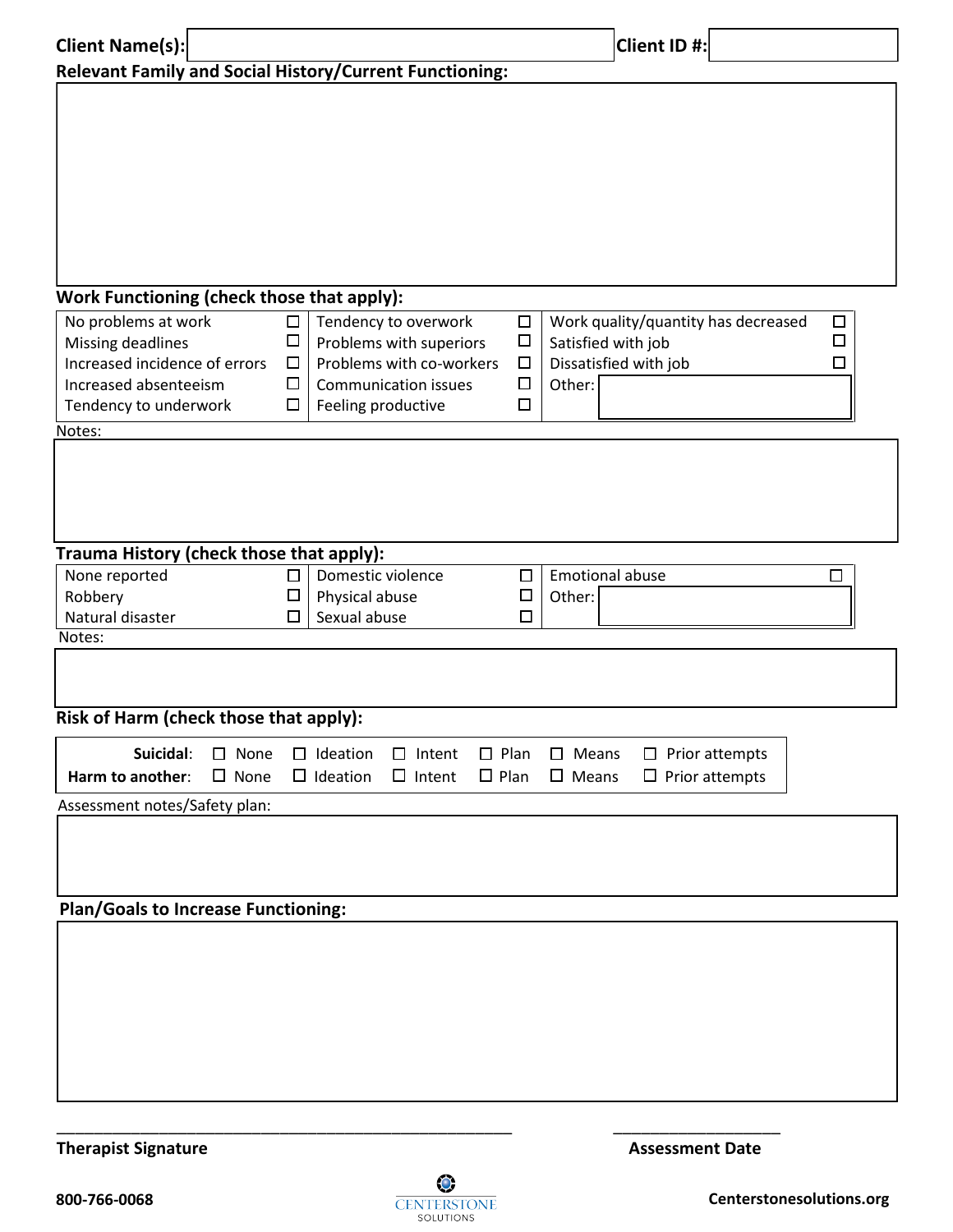**Client Name(s):** &nbsp;&nbsp;&nbsp;&nbsp;&nbsp;&nbsp;&nbsp;&nbsp;&nbsp;&nbsp; **Client ID #:**

**Relevant Family and Social History/Current Functioning:**

**Work Functioning (check those that apply):**

| | | | | | |
|---|---|---|---|---|---|
| No problems at work | ☐ | Tendency to overwork | ☐ | Work quality/quantity has decreased | ☐ |
| Missing deadlines | ☐ | Problems with superiors | ☐ | Satisfied with job | ☐ |
| Increased incidence of errors | ☐ | Problems with co-workers | ☐ | Dissatisfied with job | ☐ |
| Increased absenteeism | ☐ | Communication issues | ☐ | Other: | |
| Tendency to underwork | ☐ | Feeling productive | ☐ | | |

Notes:

**Trauma History (check those that apply):**

| | | | | | |
|---|---|---|---|---|---|
| None reported | ☐ | Domestic violence | ☐ | Emotional abuse | ☐ |
| Robbery | ☐ | Physical abuse | ☐ | Other: | |
| Natural disaster | ☐ | Sexual abuse | ☐ | | |

Notes:

**Risk of Harm (check those that apply):**

| | | | | | | |
|---|---|---|---|---|---|---|
| **Suicidal**: | ☐ None | ☐ Ideation | ☐ Intent | ☐ Plan | ☐ Means | ☐ Prior attempts |
| **Harm to another**: | ☐ None | ☐ Ideation | ☐ Intent | ☐ Plan | ☐ Means | ☐ Prior attempts |

Assessment notes/Safety plan:

**Plan/Goals to Increase Functioning:**

_______________________________________________ &nbsp;&nbsp;&nbsp;&nbsp;&nbsp;&nbsp;&nbsp;&nbsp;&nbsp;&nbsp; ____________________

**Therapist Signature** &nbsp;&nbsp;&nbsp;&nbsp;&nbsp;&nbsp;&nbsp;&nbsp;&nbsp;&nbsp;&nbsp;&nbsp;&nbsp;&nbsp;&nbsp;&nbsp;&nbsp;&nbsp;&nbsp;&nbsp;&nbsp;&nbsp;&nbsp;&nbsp;&nbsp;&nbsp;&nbsp;&nbsp;&nbsp;&nbsp;&nbsp;&nbsp;&nbsp;&nbsp;&nbsp;&nbsp;&nbsp;&nbsp;&nbsp;&nbsp; **Assessment Date**

**800-766-0068** &nbsp;&nbsp;&nbsp;&nbsp;&nbsp;&nbsp;&nbsp;&nbsp;&nbsp;&nbsp; CENTERSTONE SOLUTIONS &nbsp;&nbsp;&nbsp;&nbsp;&nbsp;&nbsp;&nbsp;&nbsp;&nbsp;&nbsp; **Centerstonesolutions.org**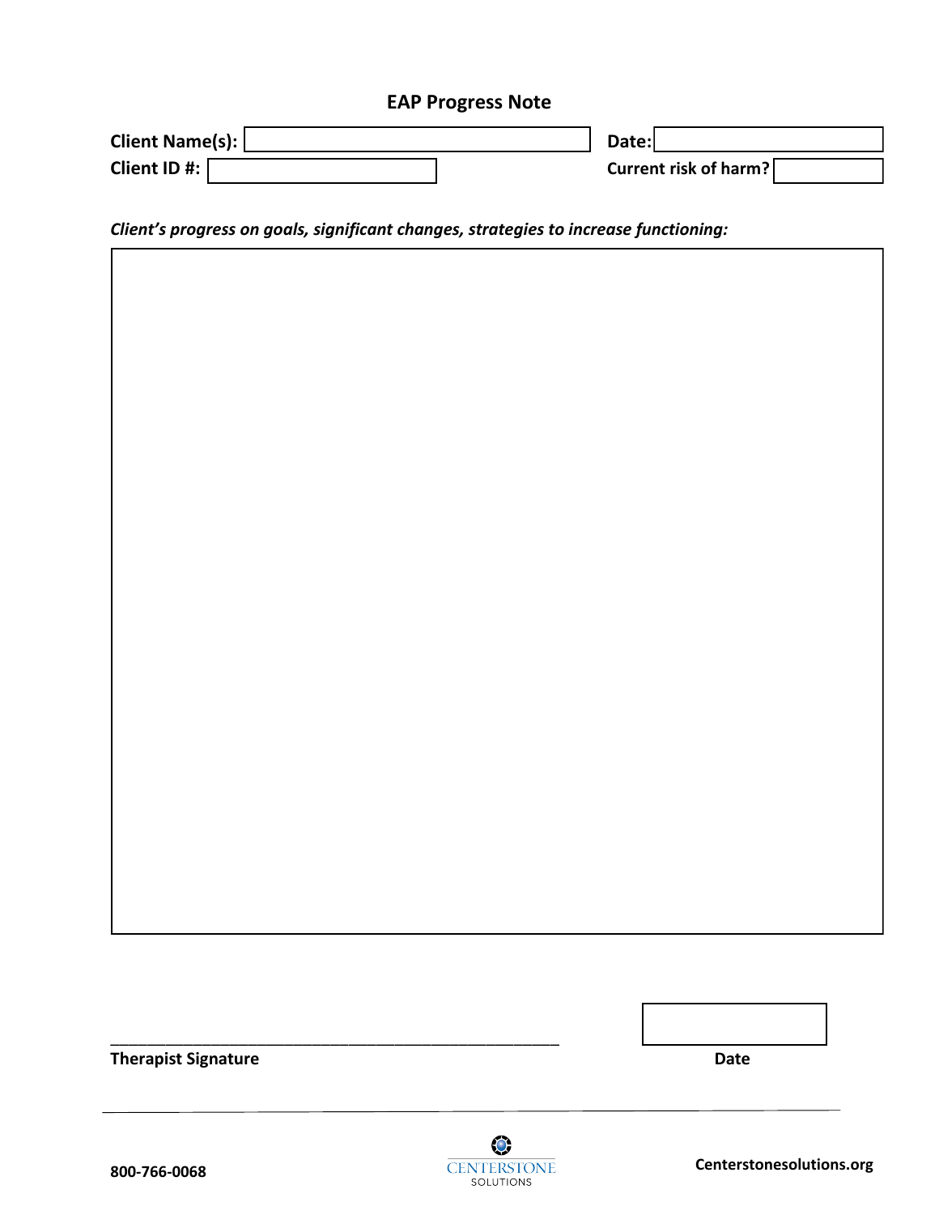# EAP Progress Note

**Client Name(s):**

**Date:**

**Client ID #:**

**Current risk of harm?**

***Client's progress on goals, significant changes, strategies to increase functioning:***

_______________________________________________

**Therapist Signature**

**Date**

**800-766-0068**

CENTERSTONE SOLUTIONS

**Centerstonesolutions.org**